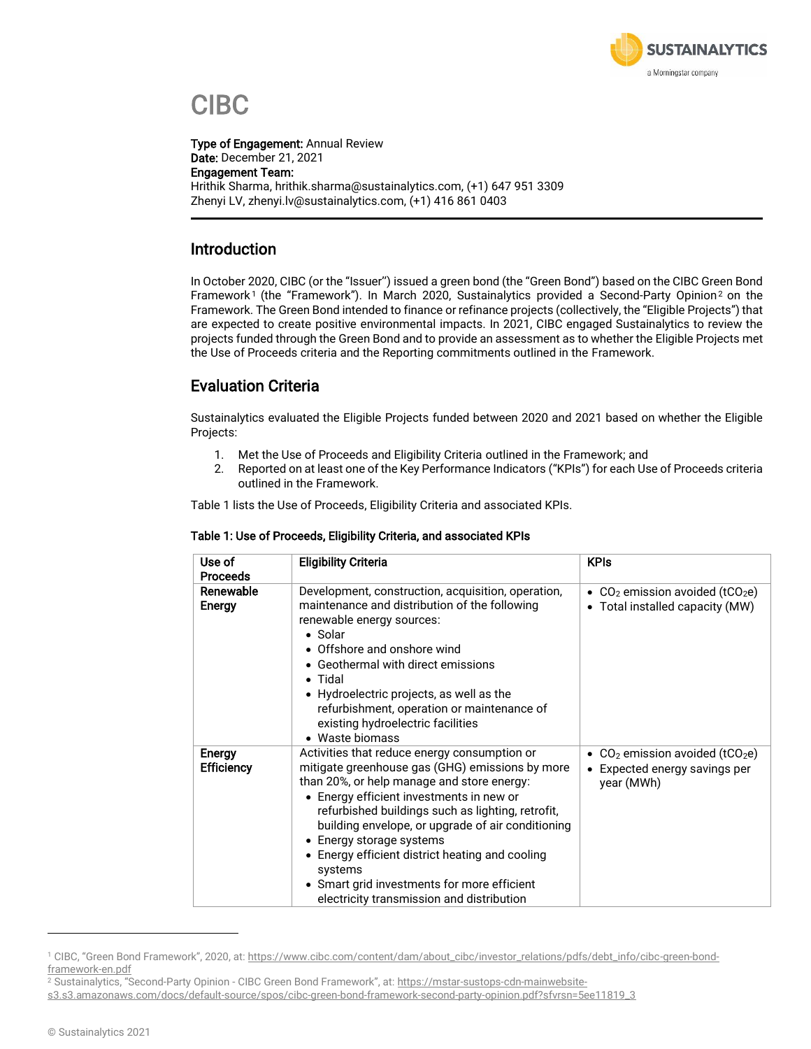# CIBC

**Type of Engagement:** Annual Review
**Date:** December 21, 2021
**Engagement Team:**
Hrithik Sharma, hrithik.sharma@sustainalytics.com, (+1) 647 951 3309
Zhenyi LV, zhenyi.lv@sustainalytics.com, (+1) 416 861 0403

## Introduction

In October 2020, CIBC (or the "Issuer") issued a green bond (the "Green Bond") based on the CIBC Green Bond Framework[1] (the "Framework"). In March 2020, Sustainalytics provided a Second-Party Opinion[2] on the Framework. The Green Bond intended to finance or refinance projects (collectively, the "Eligible Projects") that are expected to create positive environmental impacts. In 2021, CIBC engaged Sustainalytics to review the projects funded through the Green Bond and to provide an assessment as to whether the Eligible Projects met the Use of Proceeds criteria and the Reporting commitments outlined in the Framework.

## Evaluation Criteria

Sustainalytics evaluated the Eligible Projects funded between 2020 and 2021 based on whether the Eligible Projects:

1. Met the Use of Proceeds and Eligibility Criteria outlined in the Framework; and
2. Reported on at least one of the Key Performance Indicators ("KPIs") for each Use of Proceeds criteria outlined in the Framework.

Table 1 lists the Use of Proceeds, Eligibility Criteria and associated KPIs.

**Table 1: Use of Proceeds, Eligibility Criteria, and associated KPIs**

| Use of Proceeds | Eligibility Criteria | KPIs |
|---|---|---|
| **Renewable Energy** | Development, construction, acquisition, operation, maintenance and distribution of the following renewable energy sources:<br>• Solar<br>• Offshore and onshore wind<br>• Geothermal with direct emissions<br>• Tidal<br>• Hydroelectric projects, as well as the refurbishment, operation or maintenance of existing hydroelectric facilities<br>• Waste biomass | • $CO_2$ emission avoided ($tCO_2e$)<br>• Total installed capacity (MW) |
| **Energy Efficiency** | Activities that reduce energy consumption or mitigate greenhouse gas (GHG) emissions by more than 20%, or help manage and store energy:<br>• Energy efficient investments in new or refurbished buildings such as lighting, retrofit, building envelope, or upgrade of air conditioning<br>• Energy storage systems<br>• Energy efficient district heating and cooling systems<br>• Smart grid investments for more efficient electricity transmission and distribution | • $CO_2$ emission avoided ($tCO_2e$)<br>• Expected energy savings per year (MWh) |

[1] CIBC, "Green Bond Framework", 2020, at: https://www.cibc.com/content/dam/about_cibc/investor_relations/pdfs/debt_info/cibc-green-bond-framework-en.pdf

[2] Sustainalytics, "Second-Party Opinion - CIBC Green Bond Framework", at: https://mstar-sustops-cdn-mainwebsite-s3.s3.amazonaws.com/docs/default-source/spos/cibc-green-bond-framework-second-party-opinion.pdf?sfvrsn=5ee11819_3

© Sustainalytics 2021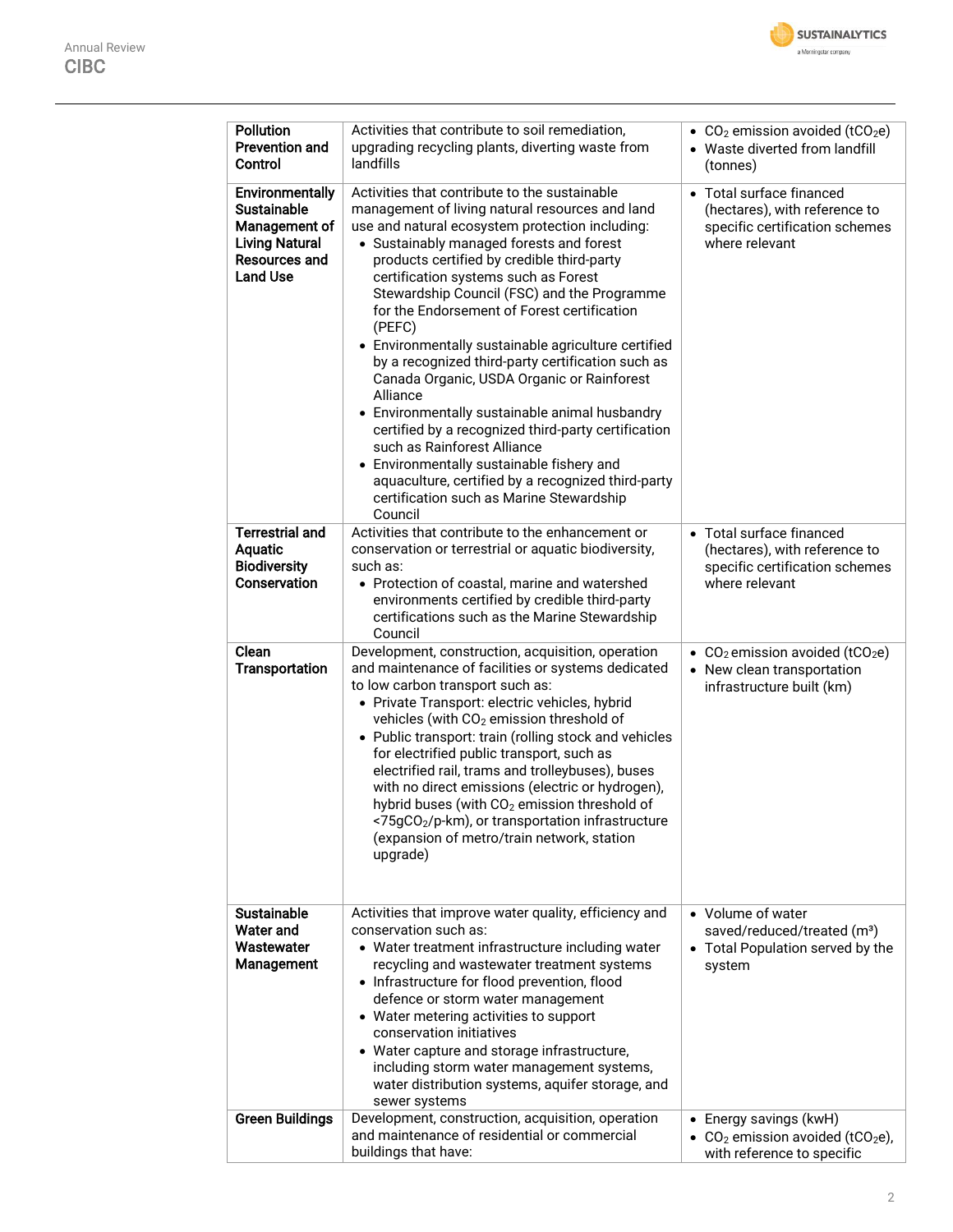| | | |
|---|---|---|
| **Pollution Prevention and Control** | Activities that contribute to soil remediation, upgrading recycling plants, diverting waste from landfills | • $CO_2$ emission avoided ($tCO_2e$)<br>• Waste diverted from landfill (tonnes) |
| **Environmentally Sustainable Management of Living Natural Resources and Land Use** | Activities that contribute to the sustainable management of living natural resources and land use and natural ecosystem protection including:<br>• Sustainably managed forests and forest products certified by credible third-party certification systems such as Forest Stewardship Council (FSC) and the Programme for the Endorsement of Forest certification (PEFC)<br>• Environmentally sustainable agriculture certified by a recognized third-party certification such as Canada Organic, USDA Organic or Rainforest Alliance<br>• Environmentally sustainable animal husbandry certified by a recognized third-party certification such as Rainforest Alliance<br>• Environmentally sustainable fishery and aquaculture, certified by a recognized third-party certification such as Marine Stewardship Council | • Total surface financed (hectares), with reference to specific certification schemes where relevant |
| **Terrestrial and Aquatic Biodiversity Conservation** | Activities that contribute to the enhancement or conservation or terrestrial or aquatic biodiversity, such as:<br>• Protection of coastal, marine and watershed environments certified by credible third-party certifications such as the Marine Stewardship Council | • Total surface financed (hectares), with reference to specific certification schemes where relevant |
| **Clean Transportation** | Development, construction, acquisition, operation and maintenance of facilities or systems dedicated to low carbon transport such as:<br>• Private Transport: electric vehicles, hybrid vehicles (with $CO_2$ emission threshold of<br>• Public transport: train (rolling stock and vehicles for electrified public transport, such as electrified rail, trams and trolleybuses), buses with no direct emissions (electric or hydrogen), hybrid buses (with $CO_2$ emission threshold of <75g$CO_2$/p-km), or transportation infrastructure (expansion of metro/train network, station upgrade) | • $CO_2$ emission avoided ($tCO_2e$)<br>• New clean transportation infrastructure built (km) |
| **Sustainable Water and Wastewater Management** | Activities that improve water quality, efficiency and conservation such as:<br>• Water treatment infrastructure including water recycling and wastewater treatment systems<br>• Infrastructure for flood prevention, flood defence or storm water management<br>• Water metering activities to support conservation initiatives<br>• Water capture and storage infrastructure, including storm water management systems, water distribution systems, aquifer storage, and sewer systems | • Volume of water saved/reduced/treated ($m^3$)<br>• Total Population served by the system |
| **Green Buildings** | Development, construction, acquisition, operation and maintenance of residential or commercial buildings that have: | • Energy savings (kwH)<br>• $CO_2$ emission avoided ($tCO_2e$), with reference to specific |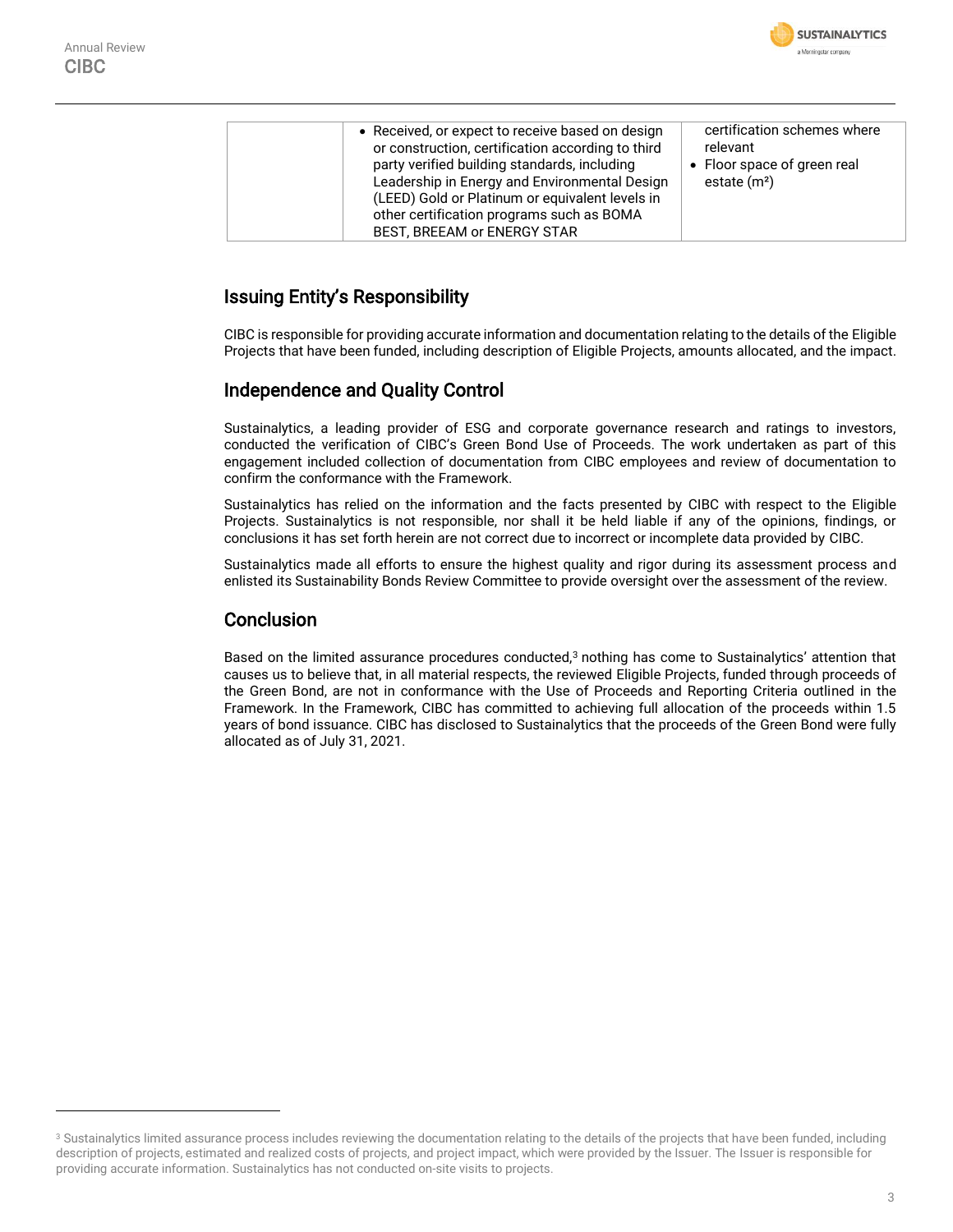| | | |
|---|---|---|
| | • Received, or expect to receive based on design or construction, certification according to third party verified building standards, including Leadership in Energy and Environmental Design (LEED) Gold or Platinum or equivalent levels in other certification programs such as BOMA BEST, BREEAM or ENERGY STAR | certification schemes where relevant<br>• Floor space of green real estate (m²) |

## Issuing Entity's Responsibility

CIBC is responsible for providing accurate information and documentation relating to the details of the Eligible Projects that have been funded, including description of Eligible Projects, amounts allocated, and the impact.

## Independence and Quality Control

Sustainalytics, a leading provider of ESG and corporate governance research and ratings to investors, conducted the verification of CIBC's Green Bond Use of Proceeds. The work undertaken as part of this engagement included collection of documentation from CIBC employees and review of documentation to confirm the conformance with the Framework.

Sustainalytics has relied on the information and the facts presented by CIBC with respect to the Eligible Projects. Sustainalytics is not responsible, nor shall it be held liable if any of the opinions, findings, or conclusions it has set forth herein are not correct due to incorrect or incomplete data provided by CIBC.

Sustainalytics made all efforts to ensure the highest quality and rigor during its assessment process and enlisted its Sustainability Bonds Review Committee to provide oversight over the assessment of the review.

## Conclusion

Based on the limited assurance procedures conducted,[3] nothing has come to Sustainalytics' attention that causes us to believe that, in all material respects, the reviewed Eligible Projects, funded through proceeds of the Green Bond, are not in conformance with the Use of Proceeds and Reporting Criteria outlined in the Framework. In the Framework, CIBC has committed to achieving full allocation of the proceeds within 1.5 years of bond issuance. CIBC has disclosed to Sustainalytics that the proceeds of the Green Bond were fully allocated as of July 31, 2021.

[3] Sustainalytics limited assurance process includes reviewing the documentation relating to the details of the projects that have been funded, including description of projects, estimated and realized costs of projects, and project impact, which were provided by the Issuer. The Issuer is responsible for providing accurate information. Sustainalytics has not conducted on-site visits to projects.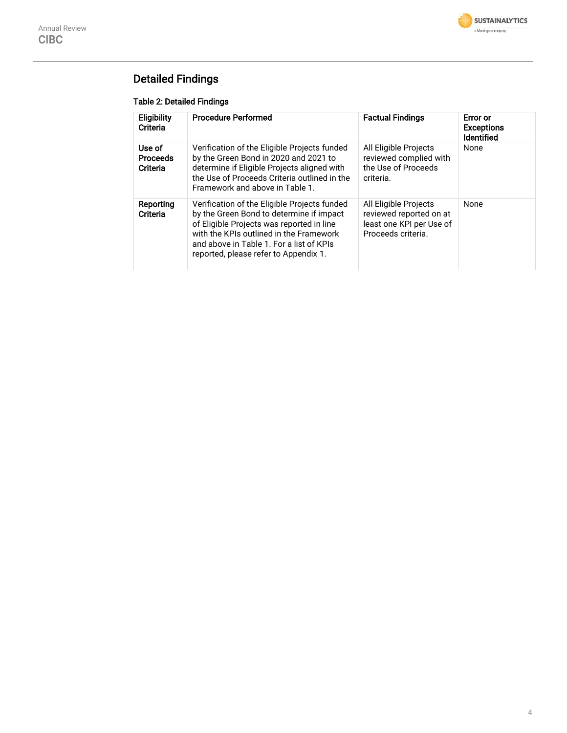## Detailed Findings

**Table 2: Detailed Findings**

| Eligibility Criteria | Procedure Performed | Factual Findings | Error or Exceptions Identified |
|---|---|---|---|
| **Use of Proceeds Criteria** | Verification of the Eligible Projects funded by the Green Bond in 2020 and 2021 to determine if Eligible Projects aligned with the Use of Proceeds Criteria outlined in the Framework and above in Table 1. | All Eligible Projects reviewed complied with the Use of Proceeds criteria. | None |
| **Reporting Criteria** | Verification of the Eligible Projects funded by the Green Bond to determine if impact of Eligible Projects was reported in line with the KPIs outlined in the Framework and above in Table 1. For a list of KPIs reported, please refer to Appendix 1. | All Eligible Projects reviewed reported on at least one KPI per Use of Proceeds criteria. | None |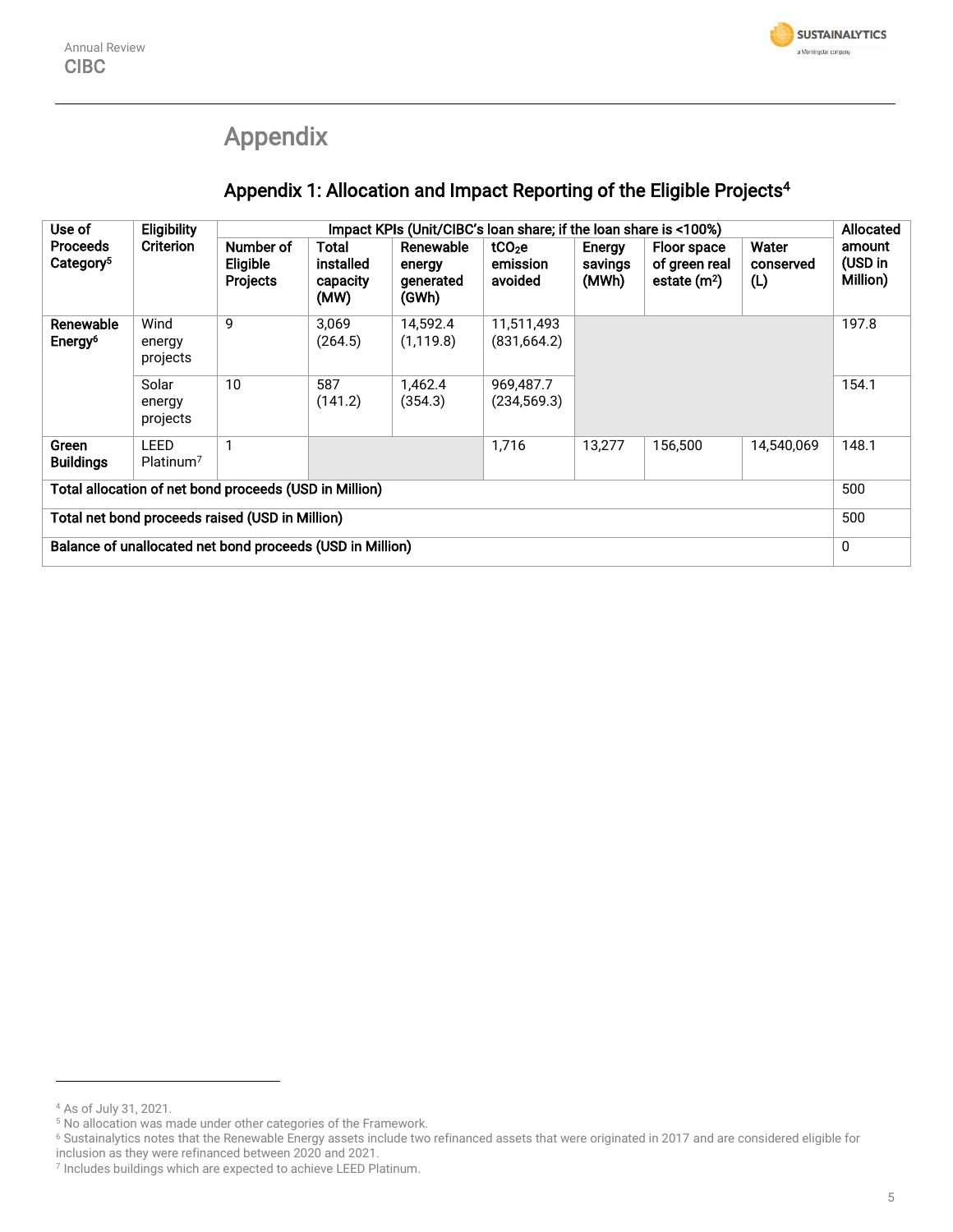# Appendix

## Appendix 1: Allocation and Impact Reporting of the Eligible Projects[4]

| Use of Proceeds Category[5] | Eligibility Criterion | Impact KPIs (Unit/CIBC's loan share; if the loan share is <100%) | | | | | | | Allocated amount (USD in Million) |
|---|---|---|---|---|---|---|---|---|---|
| | | Number of Eligible Projects | Total installed capacity (MW) | Renewable energy generated (GWh) | $tCO_2e$ emission avoided | Energy savings (MWh) | Floor space of green real estate ($m^2$) | Water conserved (L) | |
| Renewable Energy[6] | Wind energy projects | 9 | 3,069 (264.5) | 14,592.4 (1,119.8) | 11,511,493 (831,664.2) | | | | 197.8 |
| | Solar energy projects | 10 | 587 (141.2) | 1,462.4 (354.3) | 969,487.7 (234,569.3) | | | | 154.1 |
| Green Buildings | LEED Platinum[7] | 1 | | | 1,716 | 13,277 | 156,500 | 14,540,069 | 148.1 |
| **Total allocation of net bond proceeds (USD in Million)** | | | | | | | | | 500 |
| **Total net bond proceeds raised (USD in Million)** | | | | | | | | | 500 |
| **Balance of unallocated net bond proceeds (USD in Million)** | | | | | | | | | 0 |

[4] As of July 31, 2021.

[5] No allocation was made under other categories of the Framework.

[6] Sustainalytics notes that the Renewable Energy assets include two refinanced assets that were originated in 2017 and are considered eligible for inclusion as they were refinanced between 2020 and 2021.

[7] Includes buildings which are expected to achieve LEED Platinum.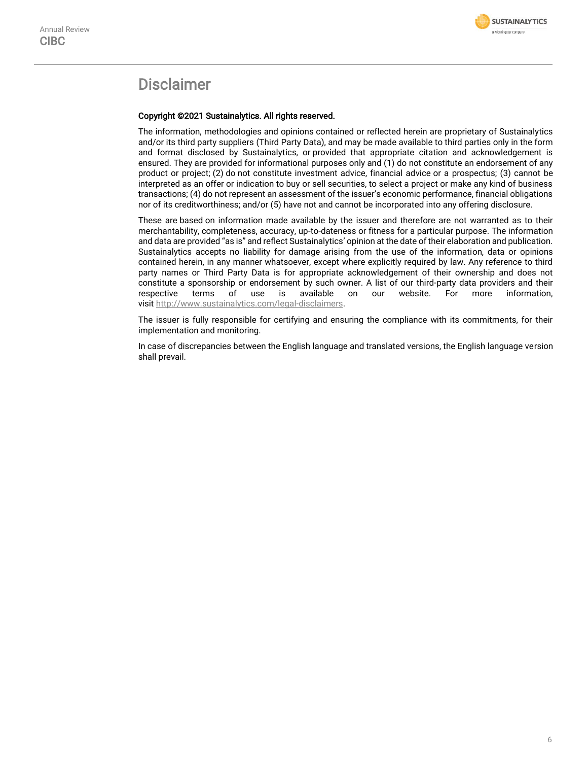# Disclaimer

**Copyright ©2021 Sustainalytics. All rights reserved.**

The information, methodologies and opinions contained or reflected herein are proprietary of Sustainalytics and/or its third party suppliers (Third Party Data), and may be made available to third parties only in the form and format disclosed by Sustainalytics, or provided that appropriate citation and acknowledgement is ensured. They are provided for informational purposes only and (1) do not constitute an endorsement of any product or project; (2) do not constitute investment advice, financial advice or a prospectus; (3) cannot be interpreted as an offer or indication to buy or sell securities, to select a project or make any kind of business transactions; (4) do not represent an assessment of the issuer's economic performance, financial obligations nor of its creditworthiness; and/or (5) have not and cannot be incorporated into any offering disclosure.

These are based on information made available by the issuer and therefore are not warranted as to their merchantability, completeness, accuracy, up-to-dateness or fitness for a particular purpose. The information and data are provided "as is" and reflect Sustainalytics' opinion at the date of their elaboration and publication. Sustainalytics accepts no liability for damage arising from the use of the information, data or opinions contained herein, in any manner whatsoever, except where explicitly required by law. Any reference to third party names or Third Party Data is for appropriate acknowledgement of their ownership and does not constitute a sponsorship or endorsement by such owner. A list of our third-party data providers and their respective terms of use is available on our website. For more information, visit http://www.sustainalytics.com/legal-disclaimers.

The issuer is fully responsible for certifying and ensuring the compliance with its commitments, for their implementation and monitoring.

In case of discrepancies between the English language and translated versions, the English language version shall prevail.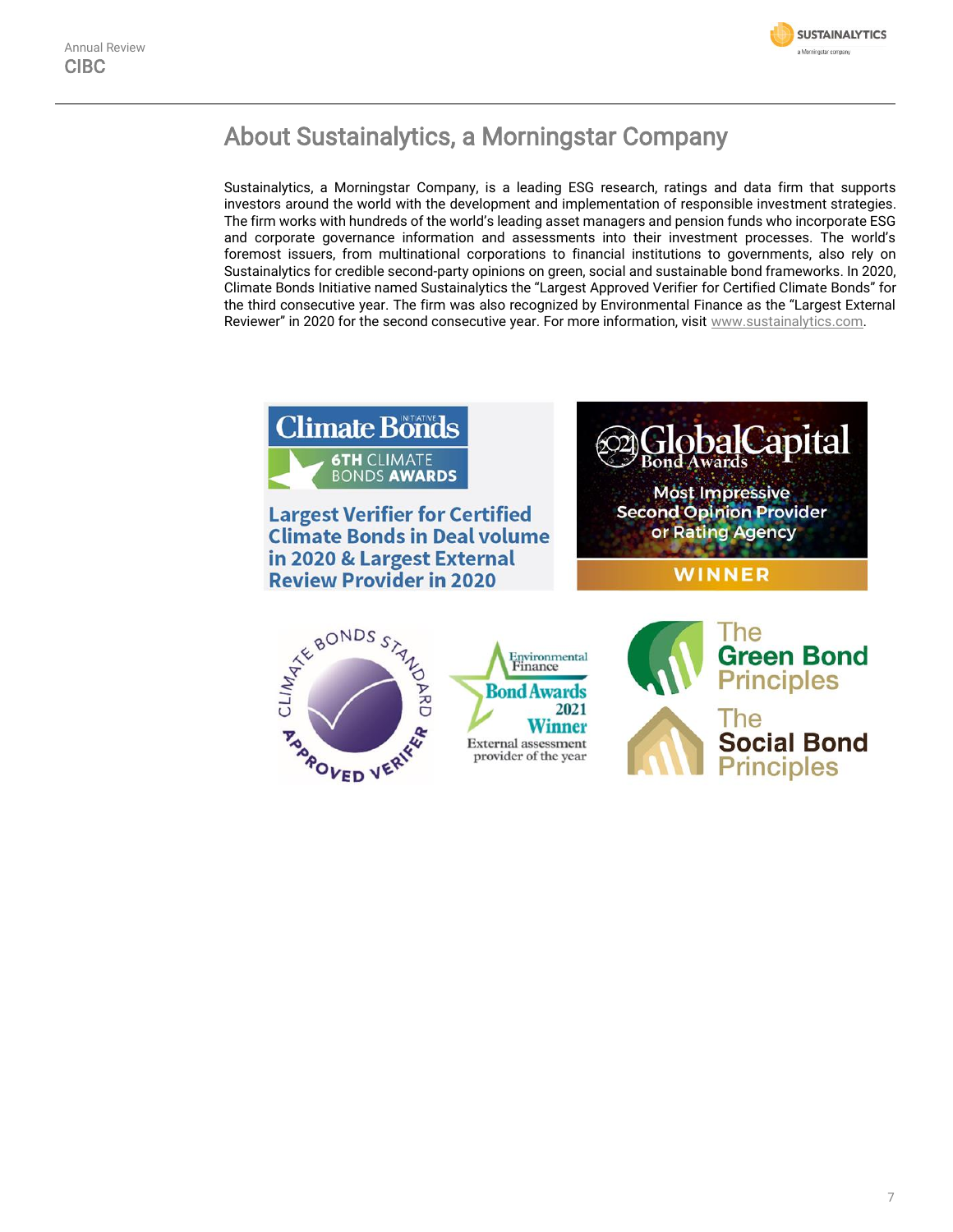## About Sustainalytics, a Morningstar Company

Sustainalytics, a Morningstar Company, is a leading ESG research, ratings and data firm that supports investors around the world with the development and implementation of responsible investment strategies. The firm works with hundreds of the world's leading asset managers and pension funds who incorporate ESG and corporate governance information and assessments into their investment processes. The world's foremost issuers, from multinational corporations to financial institutions to governments, also rely on Sustainalytics for credible second-party opinions on green, social and sustainable bond frameworks. In 2020, Climate Bonds Initiative named Sustainalytics the "Largest Approved Verifier for Certified Climate Bonds" for the third consecutive year. The firm was also recognized by Environmental Finance as the "Largest External Reviewer" in 2020 for the second consecutive year. For more information, visit www.sustainalytics.com.

Climate Bonds Initiative
6TH CLIMATE BONDS AWARDS
Largest Verifier for Certified Climate Bonds in Deal volume in 2020 & Largest External Review Provider in 2020

2021 GlobalCapital Bond Awards
Most Impressive Second Opinion Provider or Rating Agency
WINNER

CLIMATE BONDS STANDARD APPROVED VERIFIER

Environmental Finance
Bond Awards 2021 Winner
External assessment provider of the year

The Green Bond Principles

The Social Bond Principles